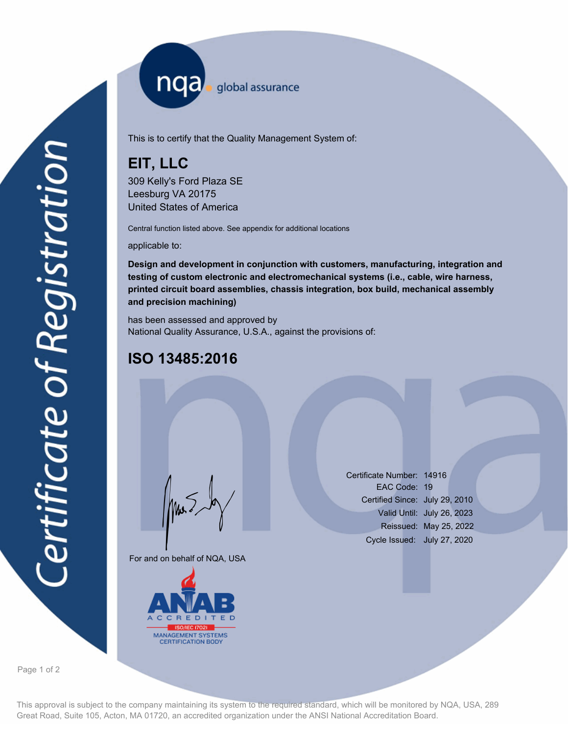# Certificate of Registration

nqa global assurance

This is to certify that the Quality Management System of:

## EIT, LLC

309 Kelly's Ford Plaza SE
Leesburg VA 20175
United States of America

Central function listed above. See appendix for additional locations

applicable to:

**Design and development in conjunction with customers, manufacturing, integration and testing of custom electronic and electromechanical systems (i.e., cable, wire harness, printed circuit board assemblies, chassis integration, box build, mechanical assembly and precision machining)**

has been assessed and approved by
National Quality Assurance, U.S.A., against the provisions of:

## ISO 13485:2016

| | |
|---|---|
| Certificate Number: | 14916 |
| EAC Code: | 19 |
| Certified Since: | July 29, 2010 |
| Valid Until: | July 26, 2023 |
| Reissued: | May 25, 2022 |
| Cycle Issued: | July 27, 2020 |

For and on behalf of NQA, USA

ANAB ACCREDITED
ISO/IEC 17021
MANAGEMENT SYSTEMS CERTIFICATION BODY

This approval is subject to the company maintaining its system to the required standard, which will be monitored by NQA, USA, 289 Great Road, Suite 105, Acton, MA 01720, an accredited organization under the ANSI National Accreditation Board.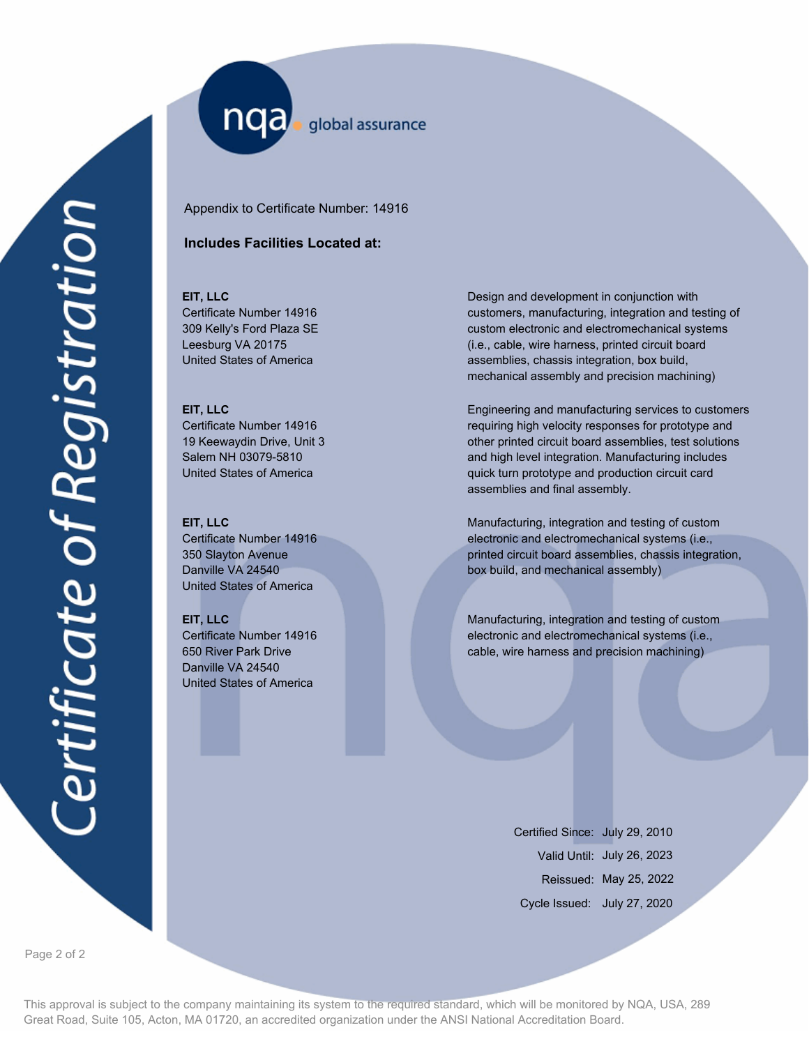nqa global assurance

Certificate of Registration

Appendix to Certificate Number: 14916

**Includes Facilities Located at:**

| | |
|---|---|
| **EIT, LLC**<br>Certificate Number 14916<br>309 Kelly's Ford Plaza SE<br>Leesburg VA 20175<br>United States of America | Design and development in conjunction with customers, manufacturing, integration and testing of custom electronic and electromechanical systems (i.e., cable, wire harness, printed circuit board assemblies, chassis integration, box build, mechanical assembly and precision machining) |
| **EIT, LLC**<br>Certificate Number 14916<br>19 Keewaydin Drive, Unit 3<br>Salem NH 03079-5810<br>United States of America | Engineering and manufacturing services to customers requiring high velocity responses for prototype and other printed circuit board assemblies, test solutions and high level integration. Manufacturing includes quick turn prototype and production circuit card assemblies and final assembly. |
| **EIT, LLC**<br>Certificate Number 14916<br>350 Slayton Avenue<br>Danville VA 24540<br>United States of America | Manufacturing, integration and testing of custom electronic and electromechanical systems (i.e., printed circuit board assemblies, chassis integration, box build, and mechanical assembly) |
| **EIT, LLC**<br>Certificate Number 14916<br>650 River Park Drive<br>Danville VA 24540<br>United States of America | Manufacturing, integration and testing of custom electronic and electromechanical systems (i.e., cable, wire harness and precision machining) |

Certified Since: July 29, 2010

Valid Until: July 26, 2023

Reissued: May 25, 2022

Cycle Issued: July 27, 2020

This approval is subject to the company maintaining its system to the required standard, which will be monitored by NQA, USA, 289 Great Road, Suite 105, Acton, MA 01720, an accredited organization under the ANSI National Accreditation Board.